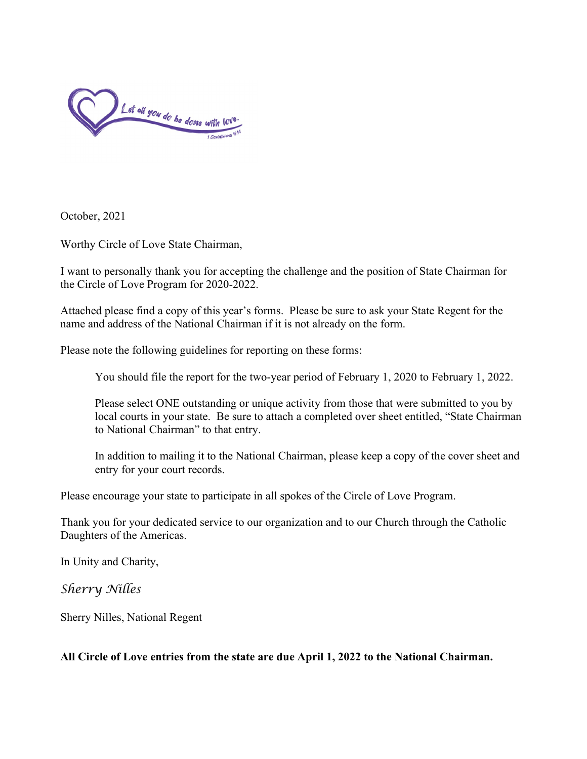Let all you do be done with love.

1 Corinthians 16:14

October, 2021

Worthy Circle of Love State Chairman,

I want to personally thank you for accepting the challenge and the position of State Chairman for the Circle of Love Program for 2020-2022.

Attached please find a copy of this year's forms. Please be sure to ask your State Regent for the name and address of the National Chairman if it is not already on the form.

Please note the following guidelines for reporting on these forms:

> You should file the report for the two-year period of February 1, 2020 to February 1, 2022.
>
> Please select ONE outstanding or unique activity from those that were submitted to you by local courts in your state. Be sure to attach a completed over sheet entitled, "State Chairman to National Chairman" to that entry.
>
> In addition to mailing it to the National Chairman, please keep a copy of the cover sheet and entry for your court records.

Please encourage your state to participate in all spokes of the Circle of Love Program.

Thank you for your dedicated service to our organization and to our Church through the Catholic Daughters of the Americas.

In Unity and Charity,

*Sherry Nilles*

Sherry Nilles, National Regent

**All Circle of Love entries from the state are due April 1, 2022 to the National Chairman.**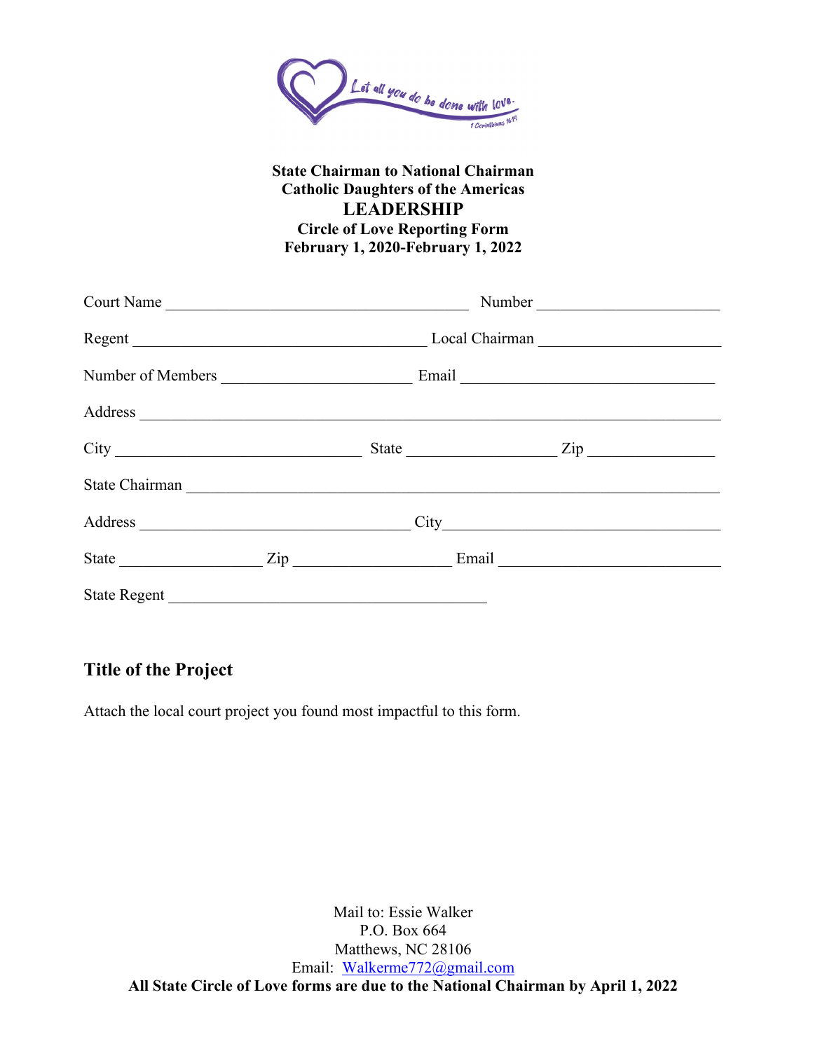Let all you do be done with love.
1 Corinthians 16:14

**State Chairman to National Chairman**
**Catholic Daughters of the Americas**
# LEADERSHIP
**Circle of Love Reporting Form**
**February 1, 2020-February 1, 2022**

Court Name ________________________________________ Number ______________________

Regent ______________________________________ Local Chairman ______________________

Number of Members ________________________ Email ________________________________

Address ___________________________________________________________________________

City _______________________________ State __________________ Zip _______________

State Chairman _____________________________________________________________________

Address __________________________________ City__________________________________

State _________________ Zip ____________________ Email ____________________________

State Regent ________________________________________

## Title of the Project

Attach the local court project you found most impactful to this form.

Mail to: Essie Walker
P.O. Box 664
Matthews, NC 28106
Email: Walkerme772@gmail.com

**All State Circle of Love forms are due to the National Chairman by April 1, 2022**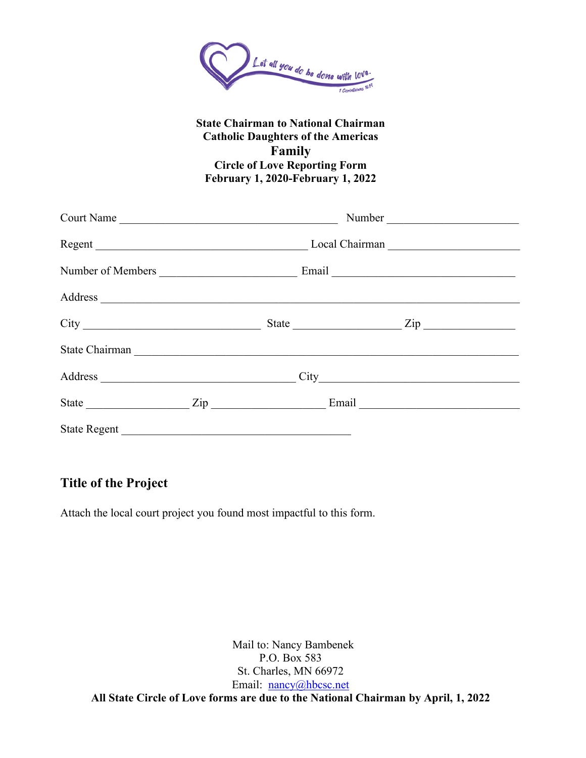Let all you do be done with love.
1 Corinthians 16:14

**State Chairman to National Chairman**
**Catholic Daughters of the Americas**
**Family**
**Circle of Love Reporting Form**
**February 1, 2020-February 1, 2022**

Court Name ______________________________________ Number ______________________

Regent ______________________________________ Local Chairman ______________________

Number of Members ________________________ Email ________________________________

Address ___________________________________________________________________________

City _______________________________ State ___________________ Zip ________________

State Chairman ______________________________________________________________________

Address __________________________________ City__________________________________

State __________________ Zip ____________________ Email ____________________________

State Regent ________________________________________

## Title of the Project

Attach the local court project you found most impactful to this form.

Mail to: Nancy Bambenek
P.O. Box 583
St. Charles, MN 66972
Email: nancy@hbcsc.net

**All State Circle of Love forms are due to the National Chairman by April, 1, 2022**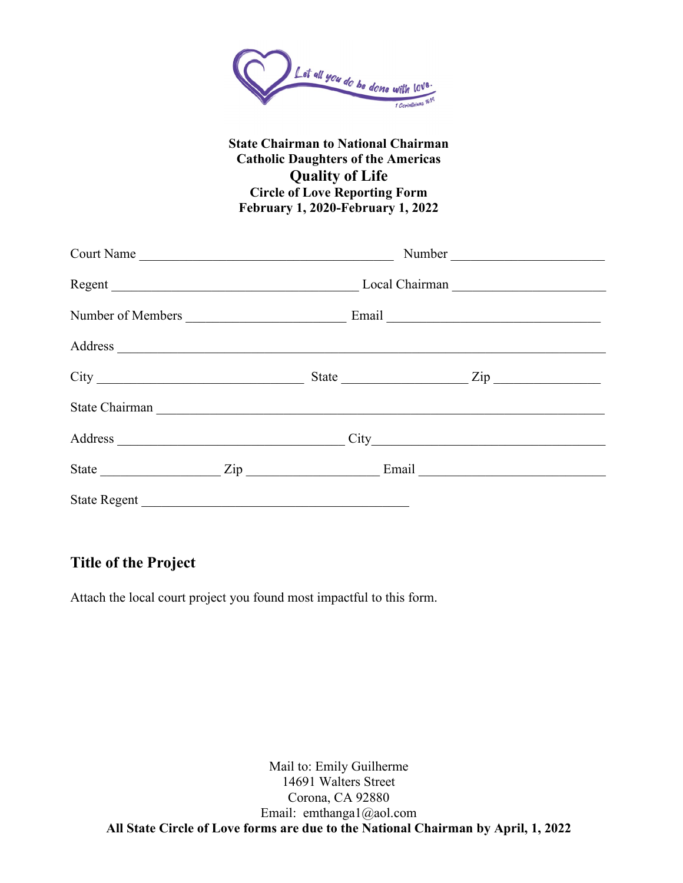Let all you do be done with love.
1 Corinthians 16:14

**State Chairman to National Chairman**
**Catholic Daughters of the Americas**
## Quality of Life
**Circle of Love Reporting Form**
**February 1, 2020-February 1, 2022**

Court Name ______________________________________ Number ______________________

Regent _____________________________________ Local Chairman ______________________

Number of Members ________________________ Email ______________________________

Address ___________________________________________________________________________

City _______________________________ State ___________________ Zip _______________

State Chairman _____________________________________________________________________

Address __________________________________ City_________________________________

State __________________ Zip ___________________ Email ___________________________

State Regent _______________________________________

### Title of the Project

Attach the local court project you found most impactful to this form.

Mail to: Emily Guilherme
14691 Walters Street
Corona, CA 92880
Email: emthanga1@aol.com
**All State Circle of Love forms are due to the National Chairman by April, 1, 2022**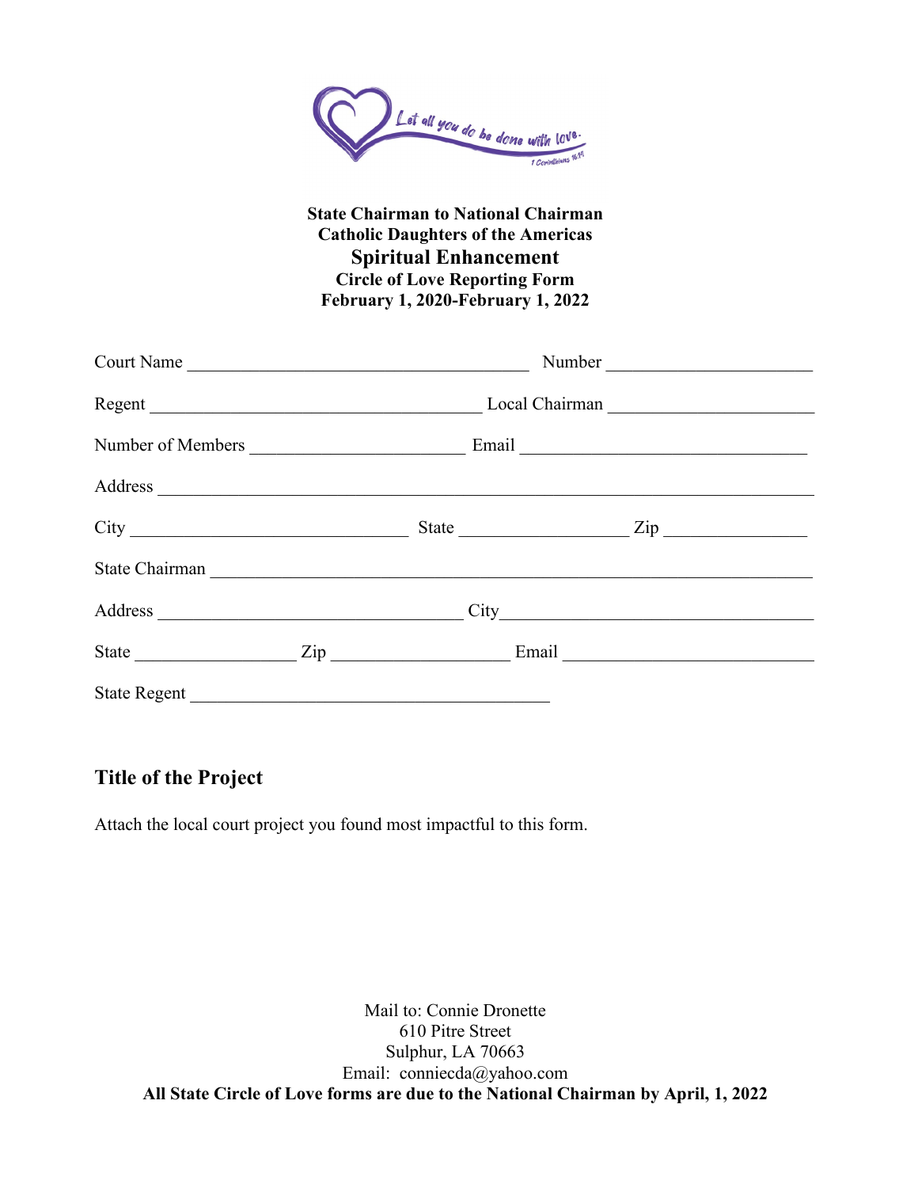Let all you do be done with love.
1 Corinthians 16:14

**State Chairman to National Chairman**
**Catholic Daughters of the Americas**
**Spiritual Enhancement**
**Circle of Love Reporting Form**
**February 1, 2020-February 1, 2022**

Court Name ______________________________ Number __________________

Regent ______________________________ Local Chairman __________________

Number of Members __________________ Email __________________________

Address ______________________________________________________________

City ________________________ State ______________ Zip ____________

State Chairman ________________________________________________________

Address ___________________________ City ____________________________

State ______________ Zip _______________ Email ________________________

State Regent ___________________________________

## Title of the Project

Attach the local court project you found most impactful to this form.

Mail to: Connie Dronette
610 Pitre Street
Sulphur, LA 70663
Email: conniecda@yahoo.com

**All State Circle of Love forms are due to the National Chairman by April, 1, 2022**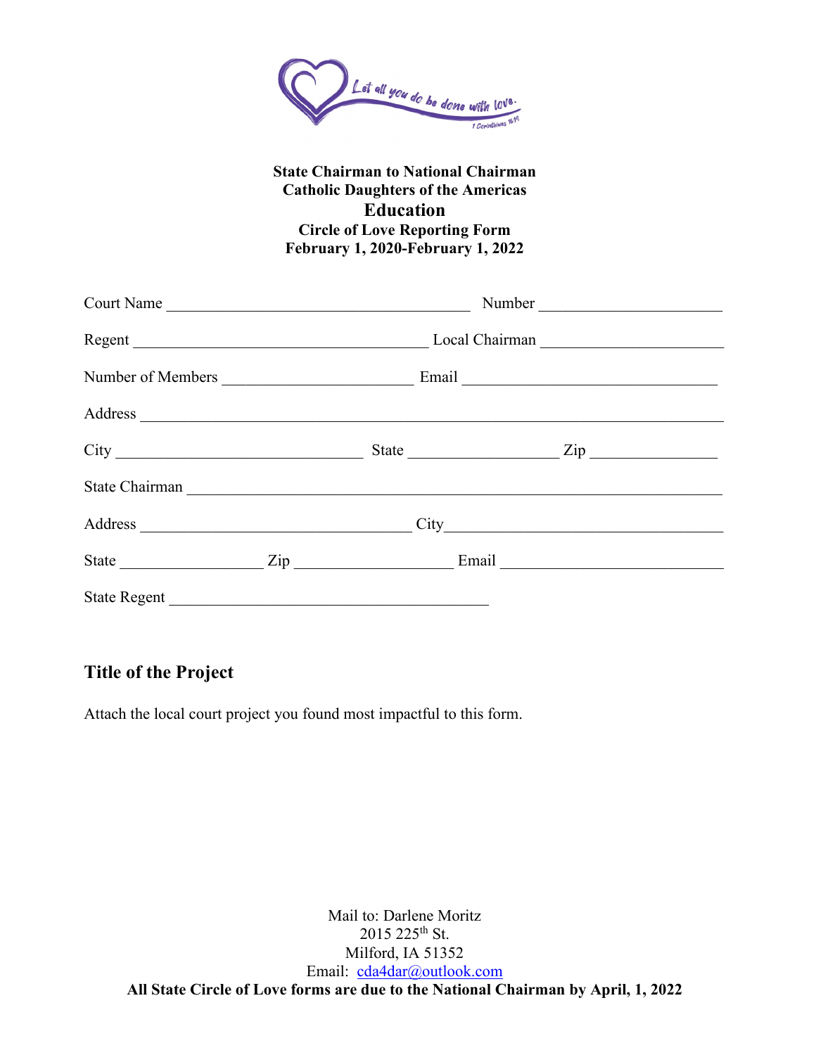Let all you do be done with love.
1 Corinthians 16:14

**State Chairman to National Chairman**
**Catholic Daughters of the Americas**
**Education**
**Circle of Love Reporting Form**
**February 1, 2020-February 1, 2022**

Court Name ________________________________________ Number ______________________

Regent ______________________________________ Local Chairman ______________________

Number of Members ________________________ Email ________________________________

Address ___________________________________________________________________________

City ______________________________ State __________________ Zip ________________

State Chairman _____________________________________________________________________

Address _________________________________ City___________________________________

State _________________ Zip ___________________ Email ___________________________

State Regent ______________________________________

## Title of the Project

Attach the local court project you found most impactful to this form.

Mail to: Darlene Moritz
2015 225th St.
Milford, IA 51352
Email: cda4dar@outlook.com

**All State Circle of Love forms are due to the National Chairman by April, 1, 2022**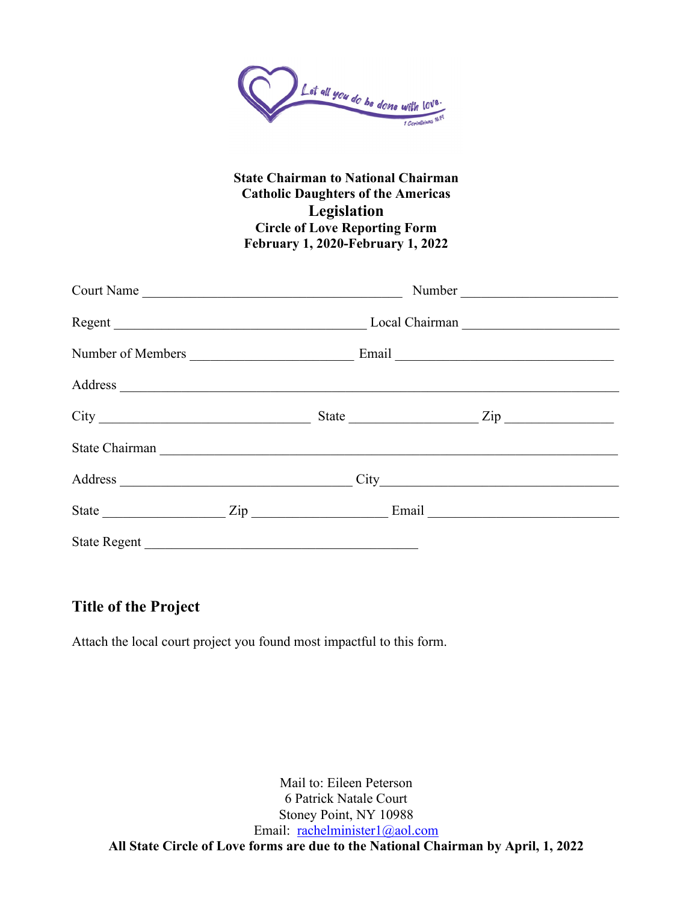**State Chairman to National Chairman**
**Catholic Daughters of the Americas**
**Legislation**
**Circle of Love Reporting Form**
**February 1, 2020-February 1, 2022**

Court Name ________________________________________ Number ______________________

Regent ______________________________________ Local Chairman ______________________

Number of Members ________________________ Email ________________________________

Address ____________________________________________________________________________

City _______________________________ State __________________ Zip _______________

State Chairman ______________________________________________________________________

Address __________________________________ City___________________________________

State _________________ Zip ____________________ Email ___________________________

State Regent ________________________________________

## Title of the Project

Attach the local court project you found most impactful to this form.

Mail to: Eileen Peterson
6 Patrick Natale Court
Stoney Point, NY 10988
Email: rachelminister1@aol.com

**All State Circle of Love forms are due to the National Chairman by April, 1, 2022**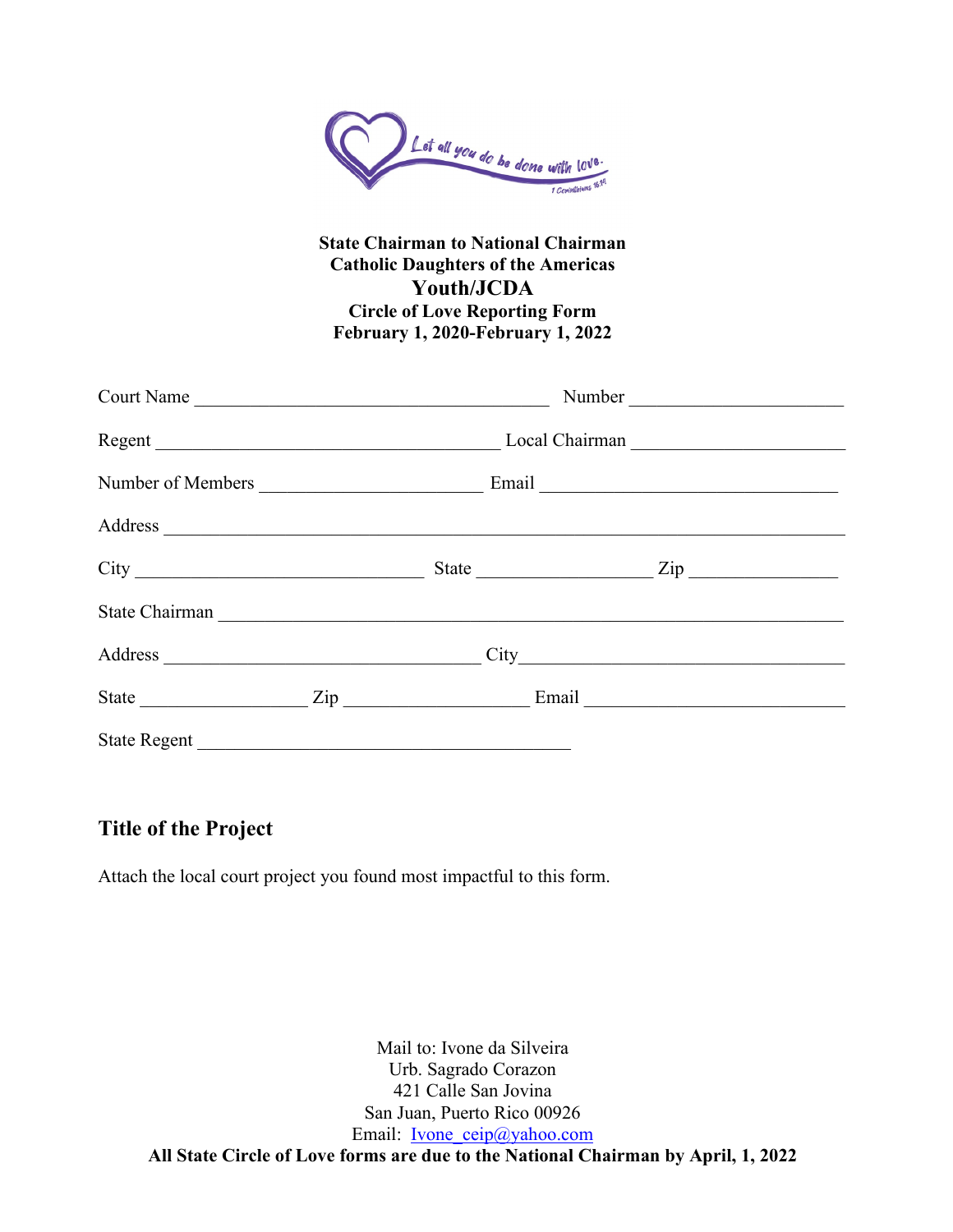**State Chairman to National Chairman**
**Catholic Daughters of the Americas**
**Youth/JCDA**
**Circle of Love Reporting Form**
**February 1, 2020-February 1, 2022**

Court Name ______________________________________ Number ______________________

Regent ______________________________________ Local Chairman ______________________

Number of Members ________________________ Email ________________________________

Address ____________________________________________________________________________

City ______________________________ State __________________ Zip _______________

State Chairman ______________________________________________________________________

Address __________________________________ City_________________________________

State _________________ Zip __________________ Email ___________________________

State Regent ________________________________________

## Title of the Project

Attach the local court project you found most impactful to this form.

Mail to: Ivone da Silveira
Urb. Sagrado Corazon
421 Calle San Jovina
San Juan, Puerto Rico 00926
Email: Ivone_ceip@yahoo.com

**All State Circle of Love forms are due to the National Chairman by April, 1, 2022**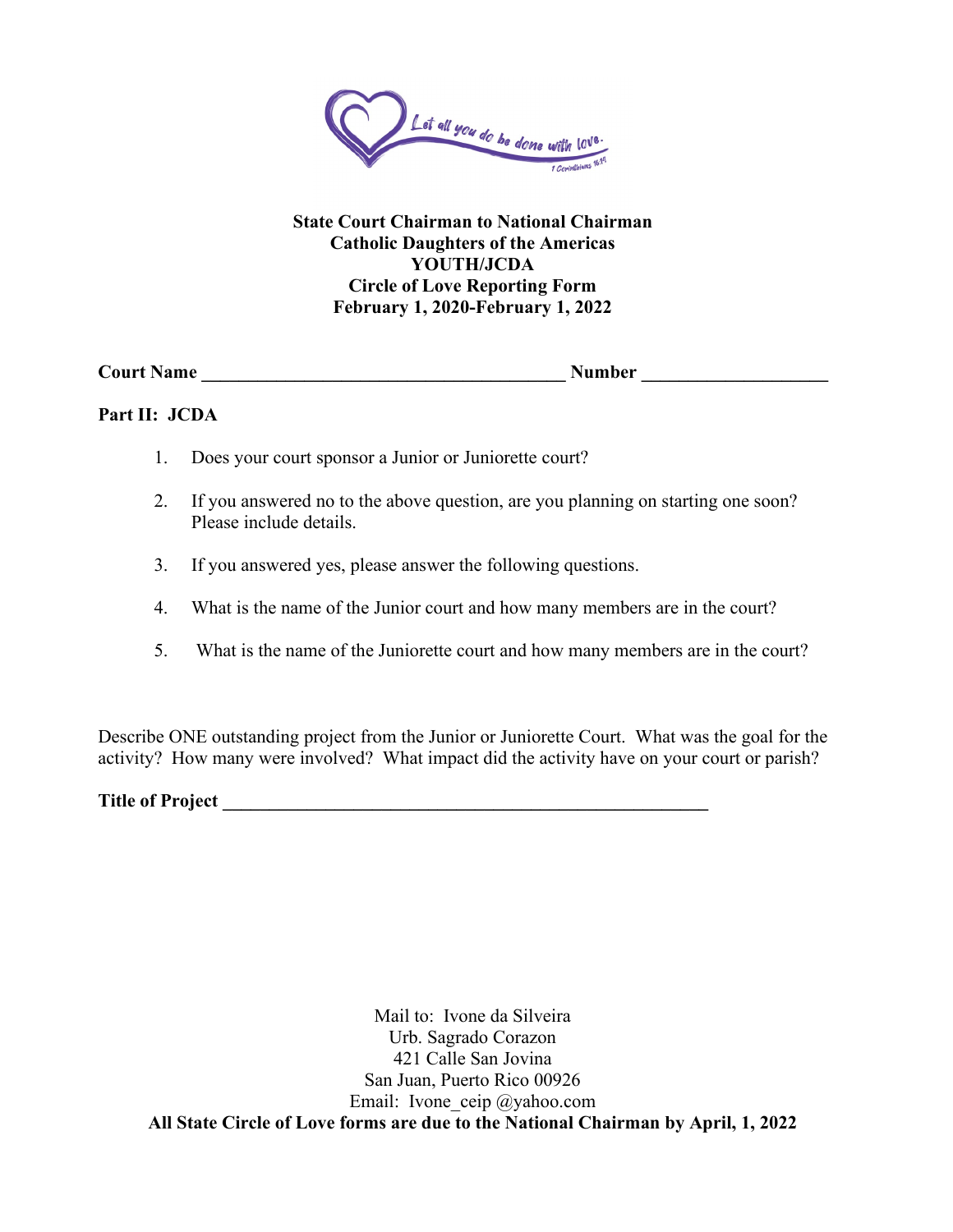Let all you do be done with love.
1 Corinthians 16:14

**State Court Chairman to National Chairman**
**Catholic Daughters of the Americas**
**YOUTH/JCDA**
**Circle of Love Reporting Form**
**February 1, 2020-February 1, 2022**

**Court Name \_\_\_\_\_\_\_\_\_\_\_\_\_\_\_\_\_\_\_\_\_\_\_\_\_\_\_\_\_\_\_\_\_\_\_\_\_\_\_ Number \_\_\_\_\_\_\_\_\_\_\_\_\_\_\_\_\_\_\_\_**

**Part II: JCDA**

1. Does your court sponsor a Junior or Juniorette court?
2. If you answered no to the above question, are you planning on starting one soon? Please include details.
3. If you answered yes, please answer the following questions.
4. What is the name of the Junior court and how many members are in the court?
5. What is the name of the Juniorette court and how many members are in the court?

Describe ONE outstanding project from the Junior or Juniorette Court. What was the goal for the activity? How many were involved? What impact did the activity have on your court or parish?

**Title of Project \_\_\_\_\_\_\_\_\_\_\_\_\_\_\_\_\_\_\_\_\_\_\_\_\_\_\_\_\_\_\_\_\_\_\_\_\_\_\_\_\_\_\_\_\_\_\_\_\_\_\_\_**

Mail to: Ivone da Silveira
Urb. Sagrado Corazon
421 Calle San Jovina
San Juan, Puerto Rico 00926
Email: Ivone_ceip @yahoo.com

**All State Circle of Love forms are due to the National Chairman by April, 1, 2022**